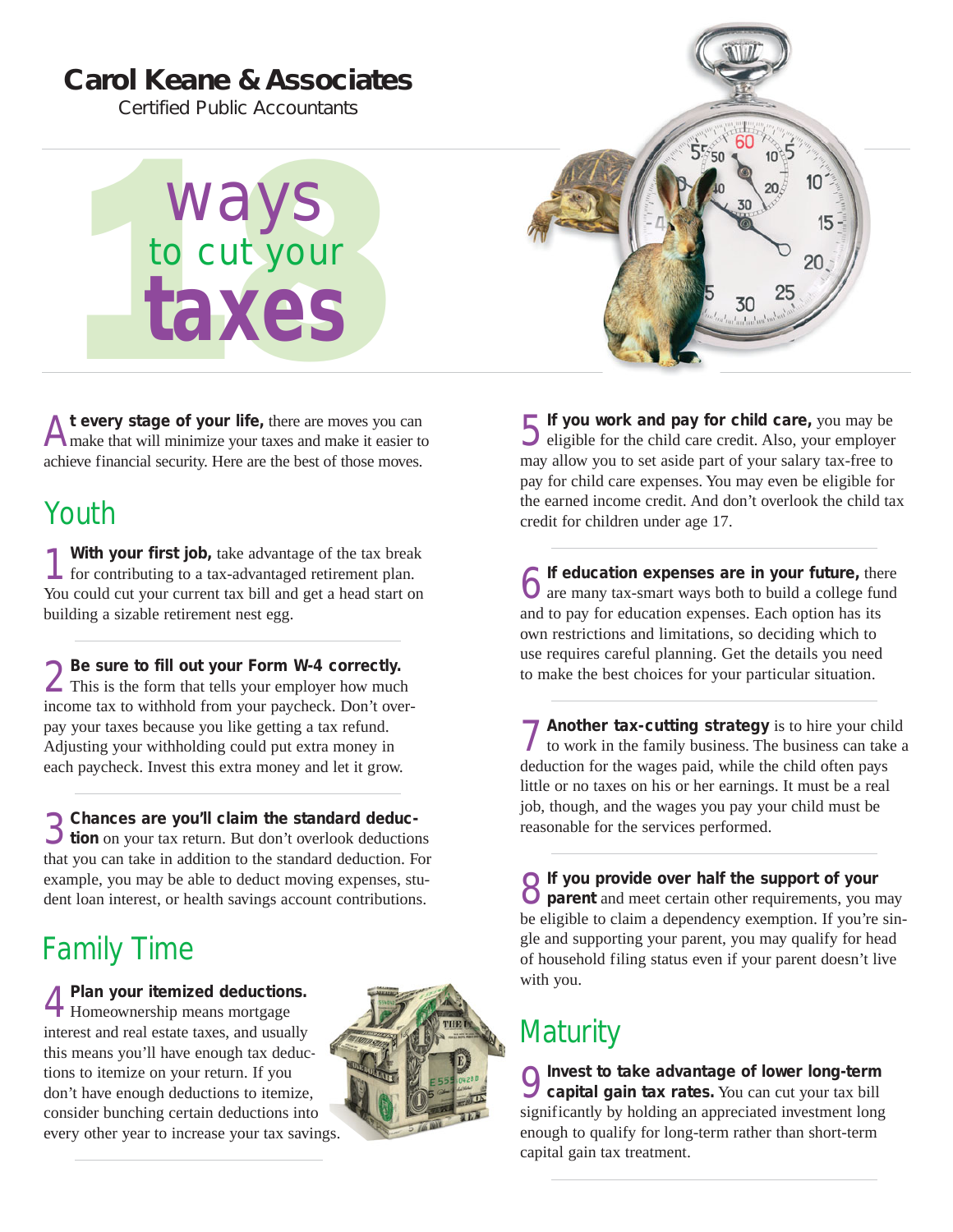**Carol Keane & Associates**
Certified Public Accountants

# 18 ways to cut your taxes

**At every stage of your life,** there are moves you can make that will minimize your taxes and make it easier to achieve financial security. Here are the best of those moves.

## Youth

1 **With your first job,** take advantage of the tax break for contributing to a tax-advantaged retirement plan. You could cut your current tax bill and get a head start on building a sizable retirement nest egg.

2 **Be sure to fill out your Form W-4 correctly.** This is the form that tells your employer how much income tax to withhold from your paycheck. Don't overpay your taxes because you like getting a tax refund. Adjusting your withholding could put extra money in each paycheck. Invest this extra money and let it grow.

3 **Chances are you'll claim the standard deduction** on your tax return. But don't overlook deductions that you can take in addition to the standard deduction. For example, you may be able to deduct moving expenses, student loan interest, or health savings account contributions.

## Family Time

4 **Plan your itemized deductions.** Homeownership means mortgage interest and real estate taxes, and usually this means you'll have enough tax deductions to itemize on your return. If you don't have enough deductions to itemize, consider bunching certain deductions into every other year to increase your tax savings.

5 **If you work and pay for child care,** you may be eligible for the child care credit. Also, your employer may allow you to set aside part of your salary tax-free to pay for child care expenses. You may even be eligible for the earned income credit. And don't overlook the child tax credit for children under age 17.

6 **If education expenses are in your future,** there are many tax-smart ways both to build a college fund and to pay for education expenses. Each option has its own restrictions and limitations, so deciding which to use requires careful planning. Get the details you need to make the best choices for your particular situation.

7 **Another tax-cutting strategy** is to hire your child to work in the family business. The business can take a deduction for the wages paid, while the child often pays little or no taxes on his or her earnings. It must be a real job, though, and the wages you pay your child must be reasonable for the services performed.

8 **If you provide over half the support of your parent** and meet certain other requirements, you may be eligible to claim a dependency exemption. If you're single and supporting your parent, you may qualify for head of household filing status even if your parent doesn't live with you.

## Maturity

9 **Invest to take advantage of lower long-term capital gain tax rates.** You can cut your tax bill significantly by holding an appreciated investment long enough to qualify for long-term rather than short-term capital gain tax treatment.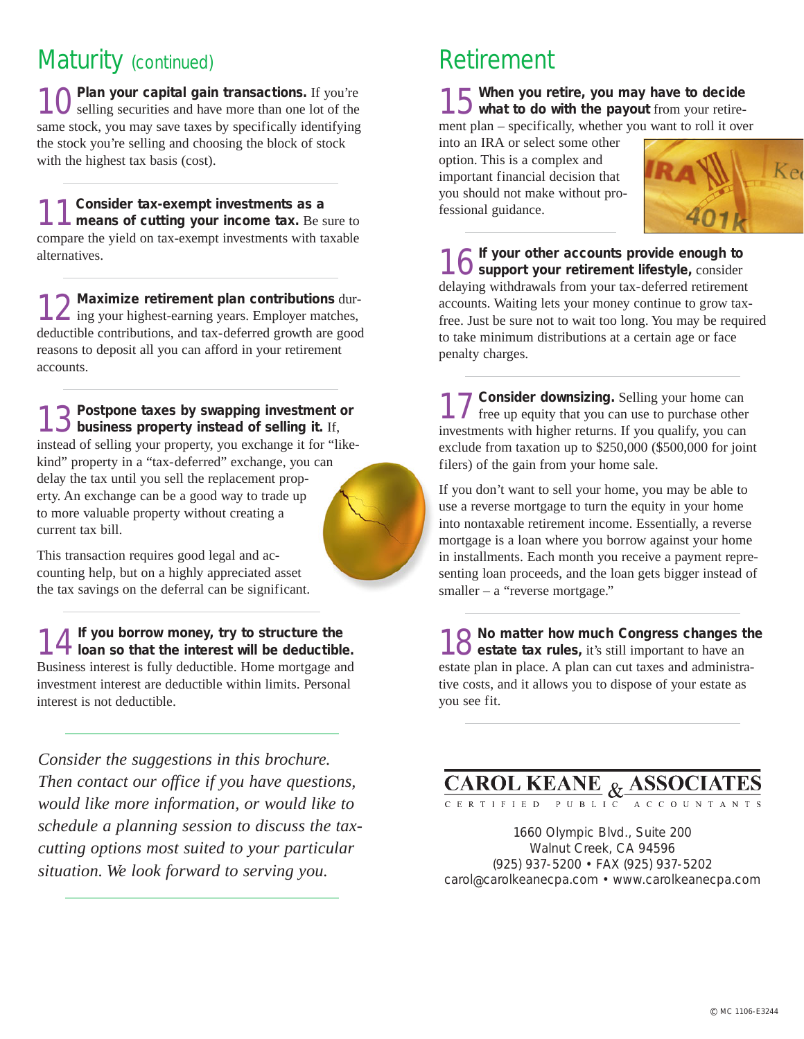## Maturity (continued)

**10 Plan your capital gain transactions.** If you're selling securities and have more than one lot of the same stock, you may save taxes by specifically identifying the stock you're selling and choosing the block of stock with the highest tax basis (cost).

**11 Consider tax-exempt investments as a means of cutting your income tax.** Be sure to compare the yield on tax-exempt investments with taxable alternatives.

**12 Maximize retirement plan contributions** during your highest-earning years. Employer matches, deductible contributions, and tax-deferred growth are good reasons to deposit all you can afford in your retirement accounts.

**13 Postpone taxes by swapping investment or business property instead of selling it.** If, instead of selling your property, you exchange it for "like-kind" property in a "tax-deferred" exchange, you can delay the tax until you sell the replacement property. An exchange can be a good way to trade up to more valuable property without creating a current tax bill.

This transaction requires good legal and accounting help, but on a highly appreciated asset the tax savings on the deferral can be significant.

**14 If you borrow money, try to structure the loan so that the interest will be deductible.** Business interest is fully deductible. Home mortgage and investment interest are deductible within limits. Personal interest is not deductible.

*Consider the suggestions in this brochure. Then contact our office if you have questions, would like more information, or would like to schedule a planning session to discuss the tax-cutting options most suited to your particular situation. We look forward to serving you.*

## Retirement

**15 When you retire, you may have to decide what to do with the payout** from your retirement plan – specifically, whether you want to roll it over into an IRA or select some other option. This is a complex and important financial decision that you should not make without professional guidance.

**16 If your other accounts provide enough to support your retirement lifestyle,** consider delaying withdrawals from your tax-deferred retirement accounts. Waiting lets your money continue to grow tax-free. Just be sure not to wait too long. You may be required to take minimum distributions at a certain age or face penalty charges.

**17 Consider downsizing.** Selling your home can free up equity that you can use to purchase other investments with higher returns. If you qualify, you can exclude from taxation up to $250,000 ($500,000 for joint filers) of the gain from your home sale.

If you don't want to sell your home, you may be able to use a reverse mortgage to turn the equity in your home into nontaxable retirement income. Essentially, a reverse mortgage is a loan where you borrow against your home in installments. Each month you receive a payment representing loan proceeds, and the loan gets bigger instead of smaller – a "reverse mortgage."

**18 No matter how much Congress changes the estate tax rules,** it's still important to have an estate plan in place. A plan can cut taxes and administrative costs, and it allows you to dispose of your estate as you see fit.

**CAROL KEANE & ASSOCIATES**
CERTIFIED PUBLIC ACCOUNTANTS

1660 Olympic Blvd., Suite 200
Walnut Creek, CA 94596
(925) 937-5200 • FAX (925) 937-5202
carol@carolkeanecpa.com • www.carolkeanecpa.com

© MC 1106-E3244